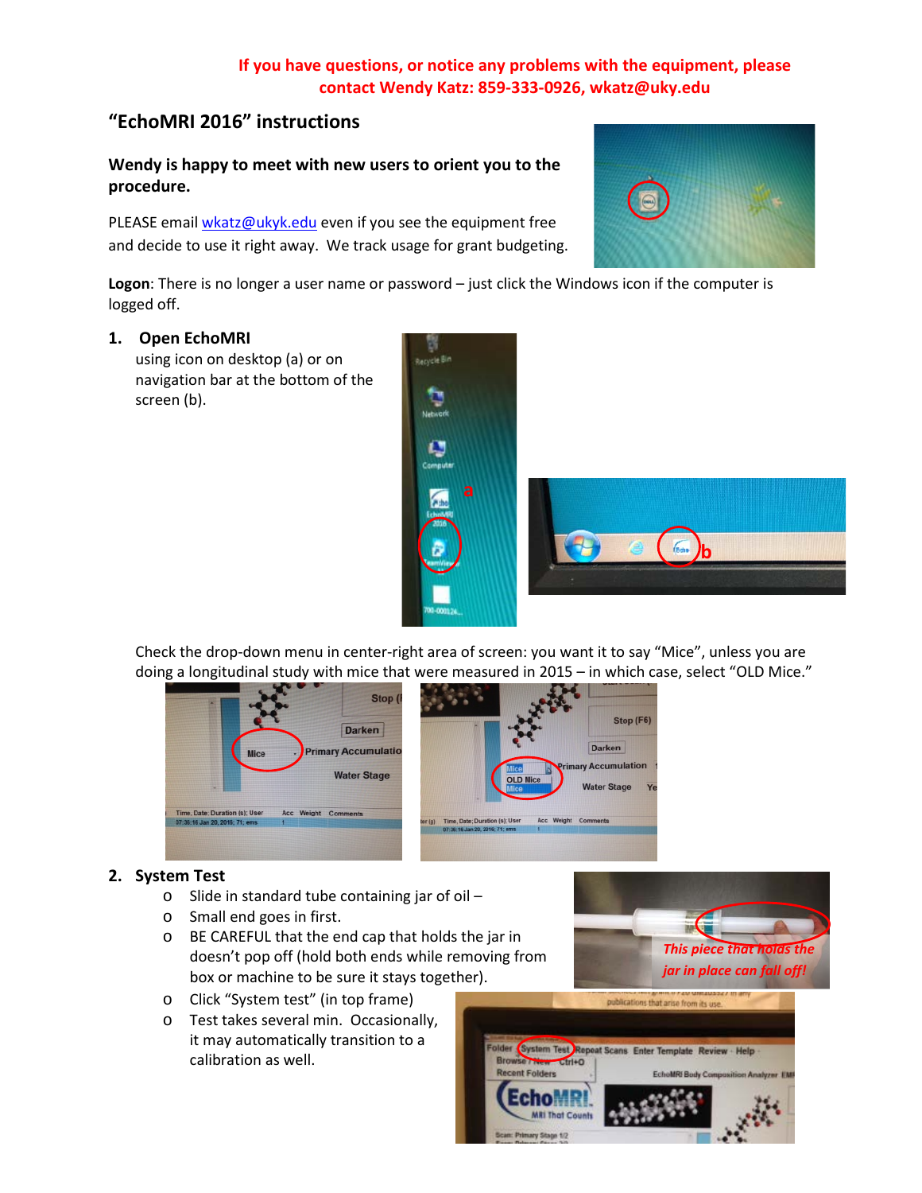**If you have questions, or notice any problems with the equipment, please contact Wendy Katz: 859-333-0926, wkatz@uky.edu**

## "EchoMRI 2016" instructions

**Wendy is happy to meet with new users to orient you to the procedure.**

PLEASE email wkatz@ukyk.edu even if you see the equipment free and decide to use it right away. We track usage for grant budgeting.

**Logon**: There is no longer a user name or password – just click the Windows icon if the computer is logged off.

1. **Open EchoMRI**
   using icon on desktop (a) or on navigation bar at the bottom of the screen (b).

   Check the drop-down menu in center-right area of screen: you want it to say "Mice", unless you are doing a longitudinal study with mice that were measured in 2015 – in which case, select "OLD Mice."

2. **System Test**
   - Slide in standard tube containing jar of oil –
   - Small end goes in first.
   - BE CAREFUL that the end cap that holds the jar in doesn't pop off (hold both ends while removing from box or machine to be sure it stays together).
   - Click "System test" (in top frame)
   - Test takes several min. Occasionally, it may automatically transition to a calibration as well.

*This piece that holds the jar in place can fall off!*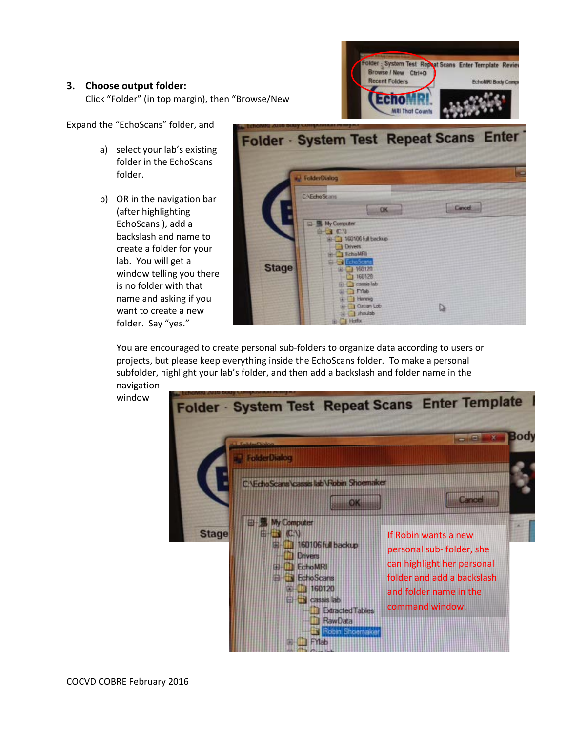### 3. Choose output folder:

Click "Folder" (in top margin), then "Browse/New

Expand the "EchoScans" folder, and

a) select your lab's existing folder in the EchoScans folder.

b) OR in the navigation bar (after highlighting EchoScans ), add a backslash and name to create a folder for your lab. You will get a window telling you there is no folder with that name and asking if you want to create a new folder. Say "yes."

You are encouraged to create personal sub-folders to organize data according to users or projects, but please keep everything inside the EchoScans folder. To make a personal subfolder, highlight your lab's folder, and then add a backslash and folder name in the navigation window

If Robin wants a new personal sub- folder, she can highlight her personal folder and add a backslash and folder name in the command window.

COCVD COBRE February 2016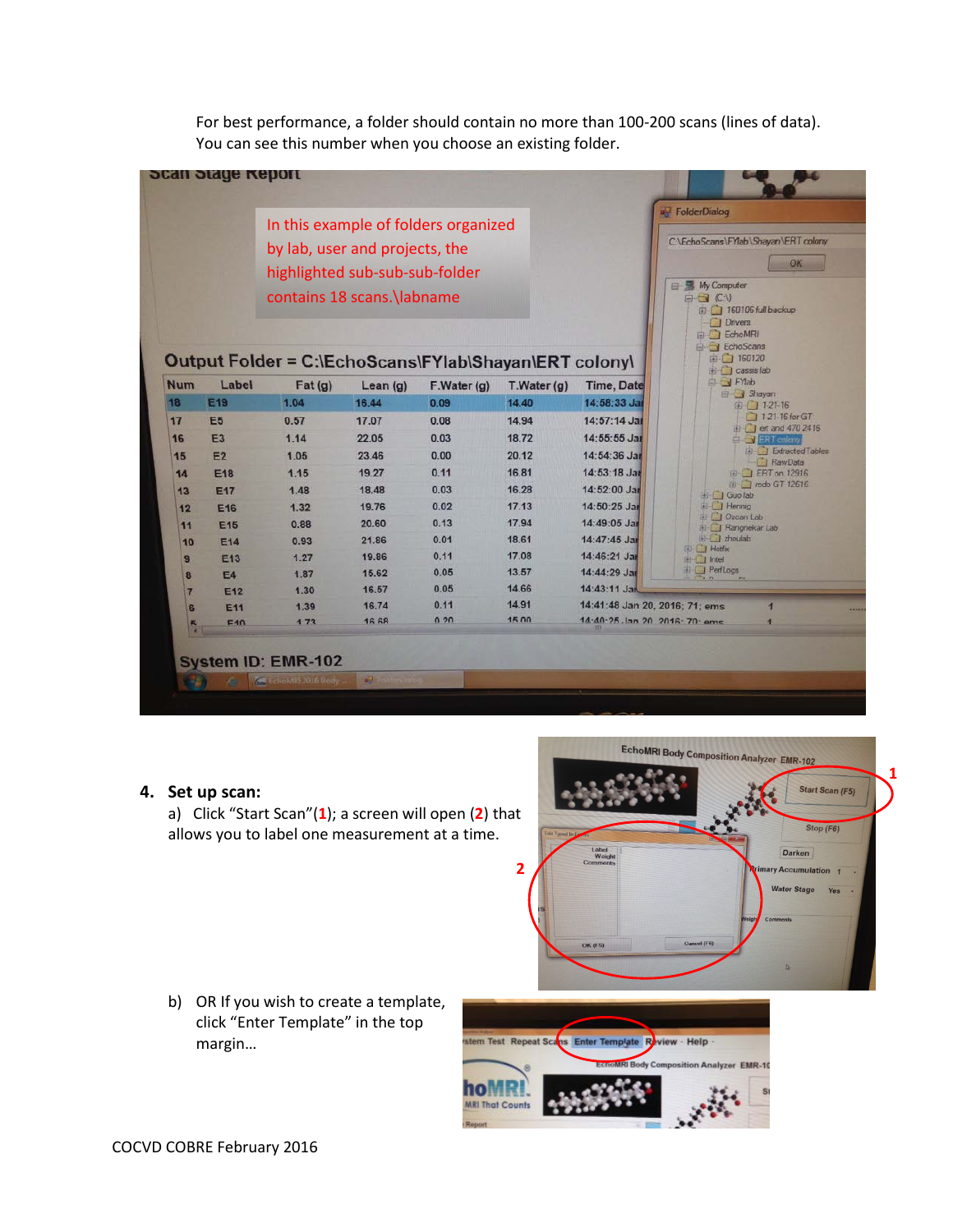For best performance, a folder should contain no more than 100-200 scans (lines of data). You can see this number when you choose an existing folder.

In this example of folders organized by lab, user and projects, the highlighted sub-sub-sub-folder contains 18 scans.\labname

4. **Set up scan:**

   a) Click “Start Scan”(1); a screen will open (2) that allows you to label one measurement at a time.

   b) OR If you wish to create a template, click “Enter Template” in the top margin…

COCVD COBRE February 2016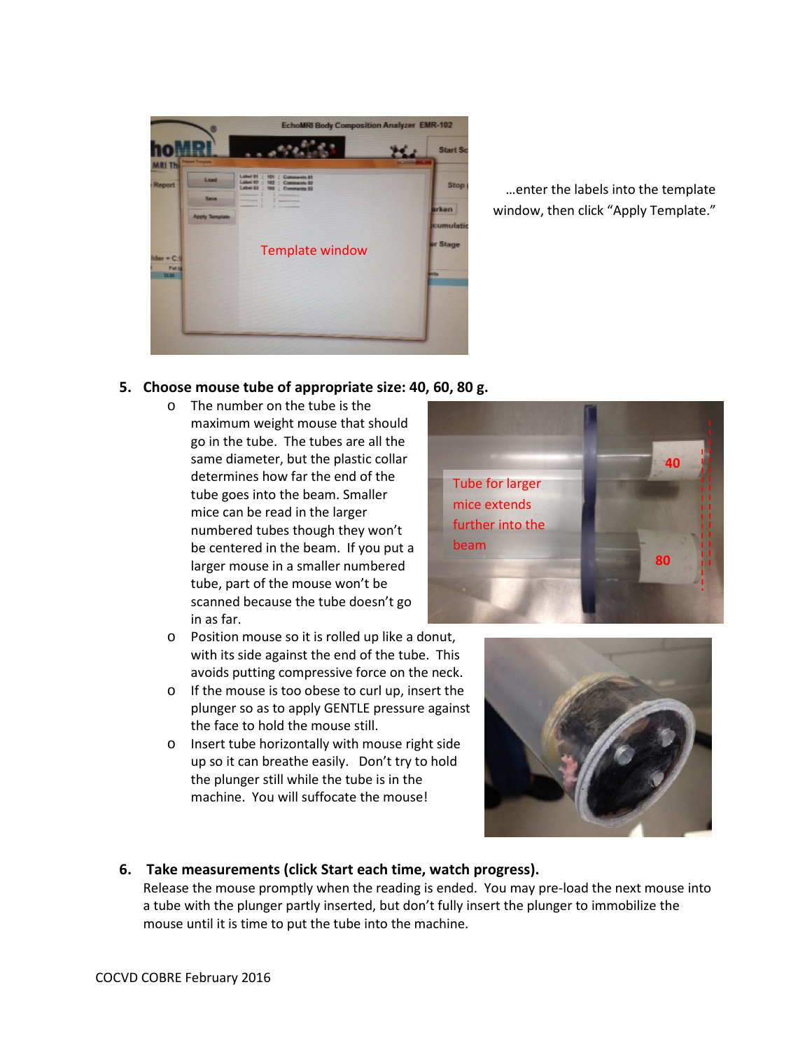…enter the labels into the template window, then click "Apply Template."

5. **Choose mouse tube of appropriate size: 40, 60, 80 g.**
   - The number on the tube is the maximum weight mouse that should go in the tube. The tubes are all the same diameter, but the plastic collar determines how far the end of the tube goes into the beam. Smaller mice can be read in the larger numbered tubes though they won't be centered in the beam. If you put a larger mouse in a smaller numbered tube, part of the mouse won't be scanned because the tube doesn't go in as far.
   - Position mouse so it is rolled up like a donut, with its side against the end of the tube. This avoids putting compressive force on the neck.
   - If the mouse is too obese to curl up, insert the plunger so as to apply GENTLE pressure against the face to hold the mouse still.
   - Insert tube horizontally with mouse right side up so it can breathe easily. Don't try to hold the plunger still while the tube is in the machine. You will suffocate the mouse!

6. **Take measurements (click Start each time, watch progress).**
   Release the mouse promptly when the reading is ended. You may pre-load the next mouse into a tube with the plunger partly inserted, but don't fully insert the plunger to immobilize the mouse until it is time to put the tube into the machine.

COCVD COBRE February 2016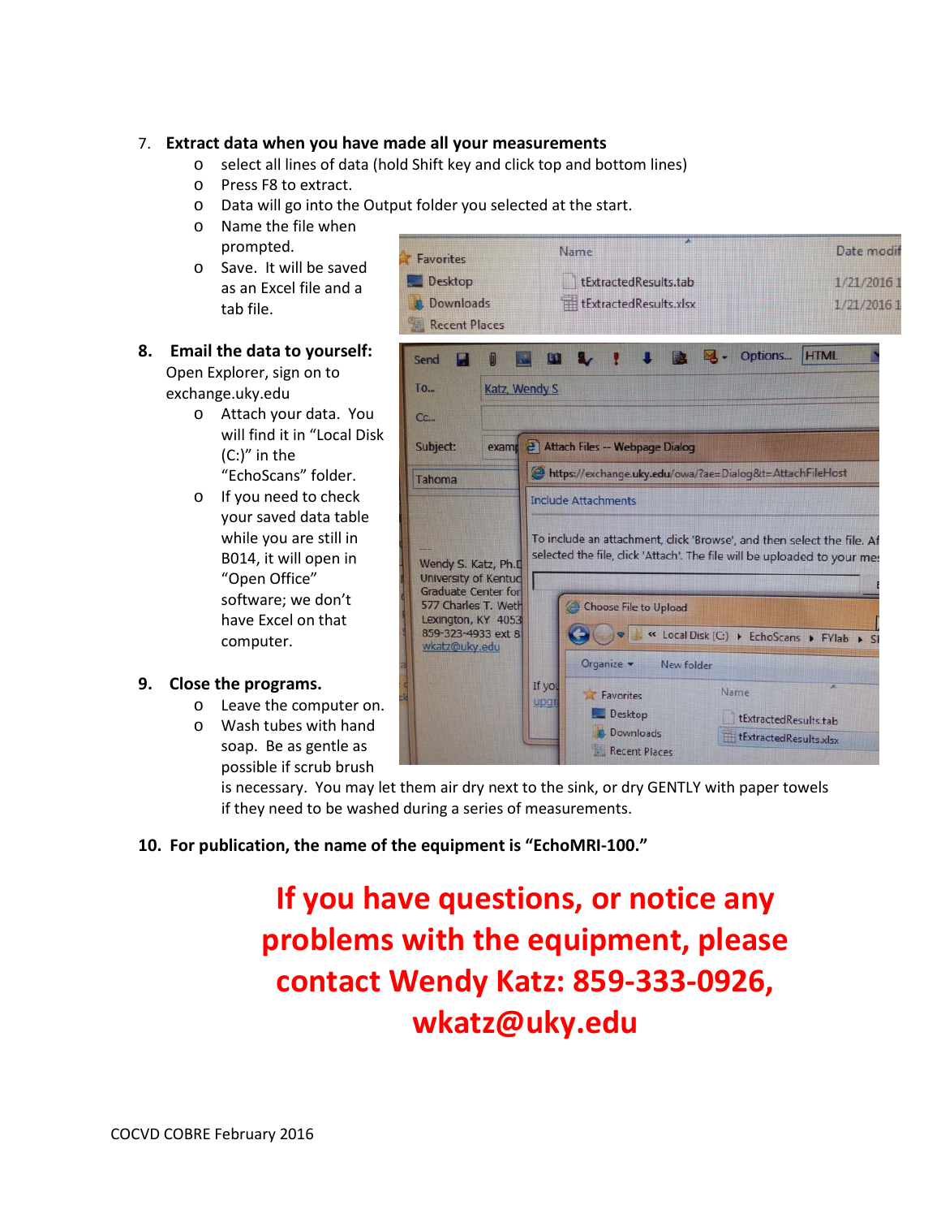7. **Extract data when you have made all your measurements**
   - select all lines of data (hold Shift key and click top and bottom lines)
   - Press F8 to extract.
   - Data will go into the Output folder you selected at the start.
   - Name the file when prompted.
   - Save. It will be saved as an Excel file and a tab file.

8. **Email the data to yourself:** Open Explorer, sign on to exchange.uky.edu
   - Attach your data. You will find it in "Local Disk (C:)" in the "EchoScans" folder.
   - If you need to check your saved data table while you are still in B014, it will open in "Open Office" software; we don't have Excel on that computer.

9. **Close the programs.**
   - Leave the computer on.
   - Wash tubes with hand soap. Be as gentle as possible if scrub brush is necessary. You may let them air dry next to the sink, or dry GENTLY with paper towels if they need to be washed during a series of measurements.

10. **For publication, the name of the equipment is "EchoMRI-100."**

**If you have questions, or notice any problems with the equipment, please contact Wendy Katz: 859-333-0926, wkatz@uky.edu**

COCVD COBRE February 2016